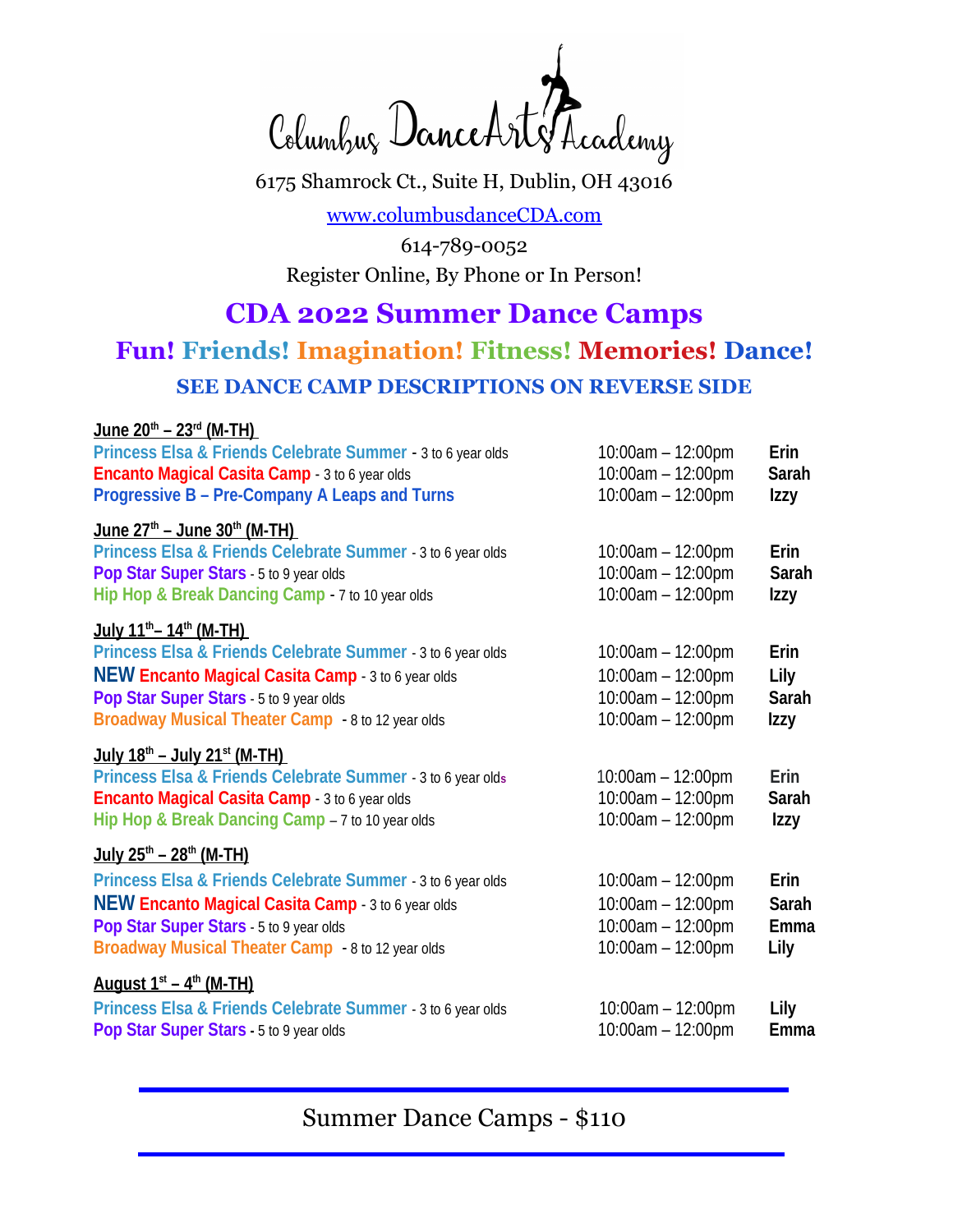# Columbus DanceArts Academy

6175 Shamrock Ct., Suite H, Dublin, OH 43016

www.columbusdanceCDA.com

614-789-0052

Register Online, By Phone or In Person!

## CDA 2022 Summer Dance Camps

### Fun! Friends! Imagination! Fitness! Memories! Dance!

**SEE DANCE CAMP DESCRIPTIONS ON REVERSE SIDE**

**June 20th – 23rd (M-TH)**

| Camp | Time | Instructor |
|---|---|---|
| Princess Elsa & Friends Celebrate Summer - 3 to 6 year olds | 10:00am – 12:00pm | Erin |
| Encanto Magical Casita Camp - 3 to 6 year olds | 10:00am – 12:00pm | Sarah |
| Progressive B – Pre-Company A Leaps and Turns | 10:00am – 12:00pm | Izzy |

**June 27th – June 30th (M-TH)**

| Camp | Time | Instructor |
|---|---|---|
| Princess Elsa & Friends Celebrate Summer - 3 to 6 year olds | 10:00am – 12:00pm | Erin |
| Pop Star Super Stars - 5 to 9 year olds | 10:00am – 12:00pm | Sarah |
| Hip Hop & Break Dancing Camp - 7 to 10 year olds | 10:00am – 12:00pm | Izzy |

**July 11th– 14th (M-TH)**

| Camp | Time | Instructor |
|---|---|---|
| Princess Elsa & Friends Celebrate Summer - 3 to 6 year olds | 10:00am – 12:00pm | Erin |
| NEW Encanto Magical Casita Camp - 3 to 6 year olds | 10:00am – 12:00pm | Lily |
| Pop Star Super Stars - 5 to 9 year olds | 10:00am – 12:00pm | Sarah |
| Broadway Musical Theater Camp - 8 to 12 year olds | 10:00am – 12:00pm | Izzy |

**July 18th – July 21st (M-TH)**

| Camp | Time | Instructor |
|---|---|---|
| Princess Elsa & Friends Celebrate Summer - 3 to 6 year olds | 10:00am – 12:00pm | Erin |
| Encanto Magical Casita Camp - 3 to 6 year olds | 10:00am – 12:00pm | Sarah |
| Hip Hop & Break Dancing Camp – 7 to 10 year olds | 10:00am – 12:00pm | Izzy |

**July 25th – 28th (M-TH)**

| Camp | Time | Instructor |
|---|---|---|
| Princess Elsa & Friends Celebrate Summer - 3 to 6 year olds | 10:00am – 12:00pm | Erin |
| NEW Encanto Magical Casita Camp - 3 to 6 year olds | 10:00am – 12:00pm | Sarah |
| Pop Star Super Stars - 5 to 9 year olds | 10:00am – 12:00pm | Emma |
| Broadway Musical Theater Camp - 8 to 12 year olds | 10:00am – 12:00pm | Lily |

**August 1st – 4th (M-TH)**

| Camp | Time | Instructor |
|---|---|---|
| Princess Elsa & Friends Celebrate Summer - 3 to 6 year olds | 10:00am – 12:00pm | Lily |
| Pop Star Super Stars - 5 to 9 year olds | 10:00am – 12:00pm | Emma |

---

Summer Dance Camps - $110

---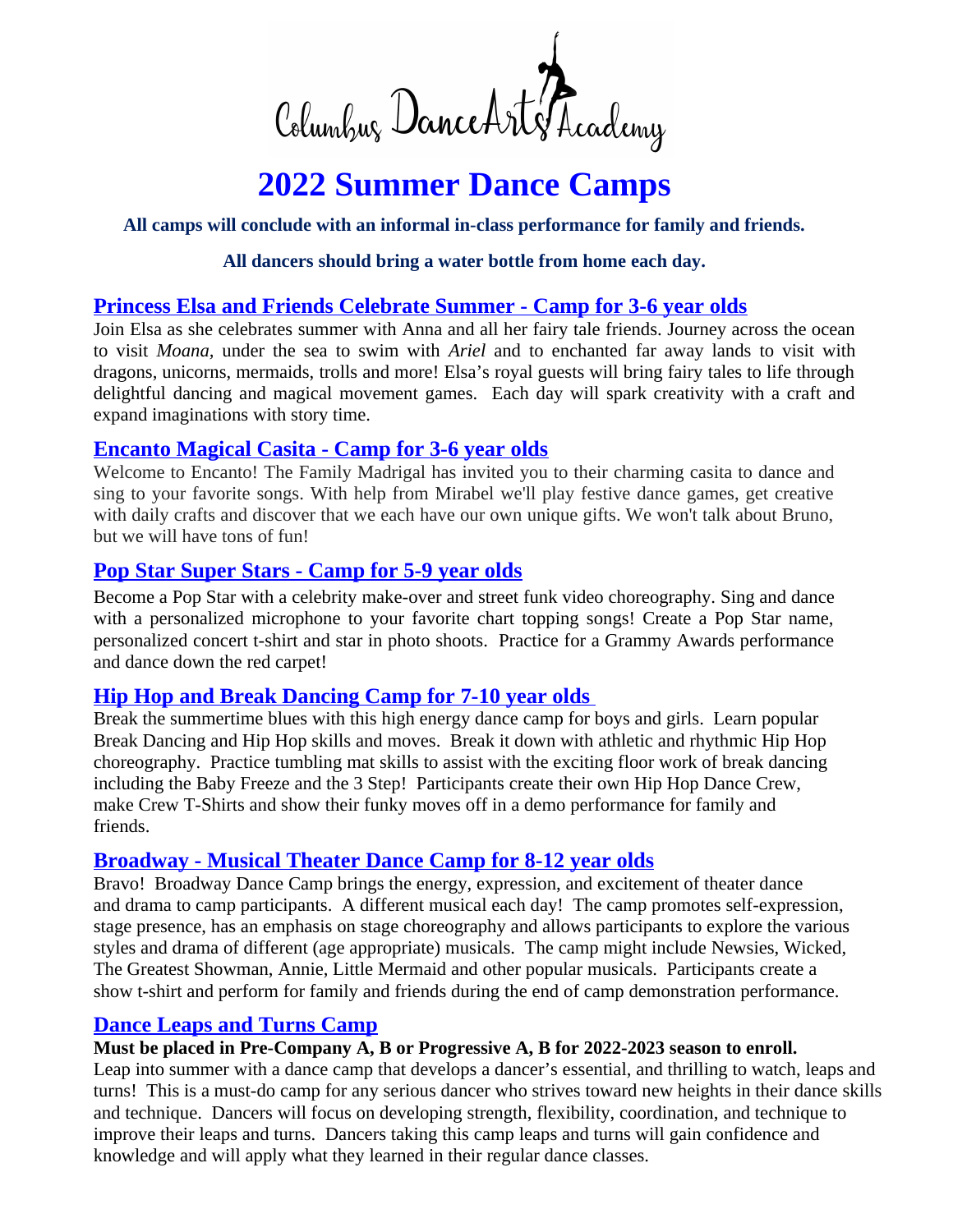Columbus DanceArts Academy

# 2022 Summer Dance Camps

**All camps will conclude with an informal in-class performance for family and friends.**

**All dancers should bring a water bottle from home each day.**

## Princess Elsa and Friends Celebrate Summer - Camp for 3-6 year olds

Join Elsa as she celebrates summer with Anna and all her fairy tale friends. Journey across the ocean to visit *Moana,* under the sea to swim with *Ariel* and to enchanted far away lands to visit with dragons, unicorns, mermaids, trolls and more! Elsa's royal guests will bring fairy tales to life through delightful dancing and magical movement games. Each day will spark creativity with a craft and expand imaginations with story time.

## Encanto Magical Casita - Camp for 3-6 year olds

Welcome to Encanto! The Family Madrigal has invited you to their charming casita to dance and sing to your favorite songs. With help from Mirabel we'll play festive dance games, get creative with daily crafts and discover that we each have our own unique gifts. We won't talk about Bruno, but we will have tons of fun!

## Pop Star Super Stars - Camp for 5-9 year olds

Become a Pop Star with a celebrity make-over and street funk video choreography. Sing and dance with a personalized microphone to your favorite chart topping songs! Create a Pop Star name, personalized concert t-shirt and star in photo shoots. Practice for a Grammy Awards performance and dance down the red carpet!

## Hip Hop and Break Dancing Camp for 7-10 year olds

Break the summertime blues with this high energy dance camp for boys and girls. Learn popular Break Dancing and Hip Hop skills and moves. Break it down with athletic and rhythmic Hip Hop choreography. Practice tumbling mat skills to assist with the exciting floor work of break dancing including the Baby Freeze and the 3 Step! Participants create their own Hip Hop Dance Crew, make Crew T-Shirts and show their funky moves off in a demo performance for family and friends.

## Broadway - Musical Theater Dance Camp for 8-12 year olds

Bravo! Broadway Dance Camp brings the energy, expression, and excitement of theater dance and drama to camp participants. A different musical each day! The camp promotes self-expression, stage presence, has an emphasis on stage choreography and allows participants to explore the various styles and drama of different (age appropriate) musicals. The camp might include Newsies, Wicked, The Greatest Showman, Annie, Little Mermaid and other popular musicals. Participants create a show t-shirt and perform for family and friends during the end of camp demonstration performance.

## Dance Leaps and Turns Camp

**Must be placed in Pre-Company A, B or Progressive A, B for 2022-2023 season to enroll.**

Leap into summer with a dance camp that develops a dancer's essential, and thrilling to watch, leaps and turns! This is a must-do camp for any serious dancer who strives toward new heights in their dance skills and technique. Dancers will focus on developing strength, flexibility, coordination, and technique to improve their leaps and turns. Dancers taking this camp leaps and turns will gain confidence and knowledge and will apply what they learned in their regular dance classes.